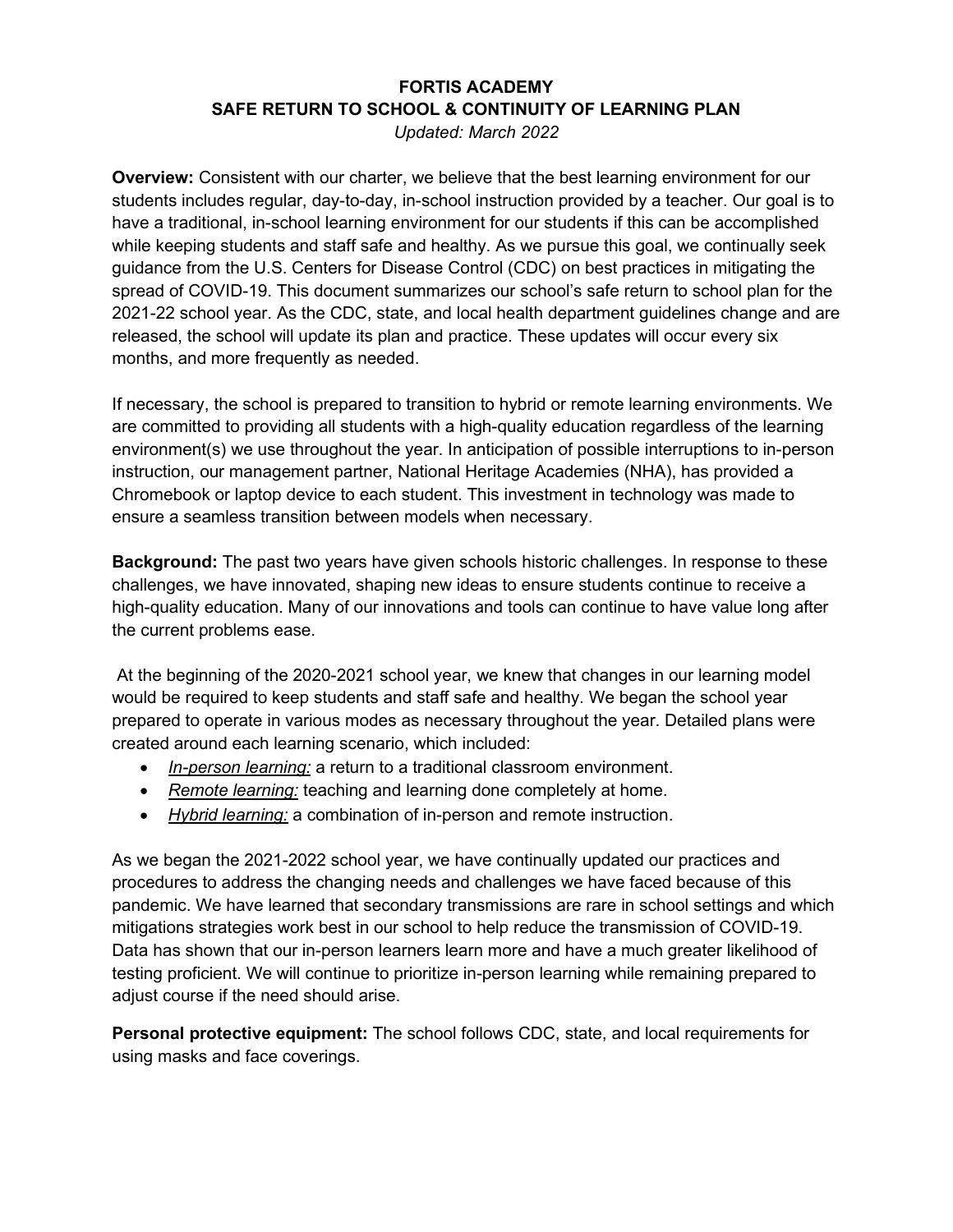# FORTIS ACADEMY
## SAFE RETURN TO SCHOOL & CONTINUITY OF LEARNING PLAN

*Updated: March 2022*

**Overview:** Consistent with our charter, we believe that the best learning environment for our students includes regular, day-to-day, in-school instruction provided by a teacher. Our goal is to have a traditional, in-school learning environment for our students if this can be accomplished while keeping students and staff safe and healthy. As we pursue this goal, we continually seek guidance from the U.S. Centers for Disease Control (CDC) on best practices in mitigating the spread of COVID-19. This document summarizes our school's safe return to school plan for the 2021-22 school year. As the CDC, state, and local health department guidelines change and are released, the school will update its plan and practice. These updates will occur every six months, and more frequently as needed.

If necessary, the school is prepared to transition to hybrid or remote learning environments. We are committed to providing all students with a high-quality education regardless of the learning environment(s) we use throughout the year. In anticipation of possible interruptions to in-person instruction, our management partner, National Heritage Academies (NHA), has provided a Chromebook or laptop device to each student. This investment in technology was made to ensure a seamless transition between models when necessary.

**Background:** The past two years have given schools historic challenges. In response to these challenges, we have innovated, shaping new ideas to ensure students continue to receive a high-quality education. Many of our innovations and tools can continue to have value long after the current problems ease.

At the beginning of the 2020-2021 school year, we knew that changes in our learning model would be required to keep students and staff safe and healthy. We began the school year prepared to operate in various modes as necessary throughout the year. Detailed plans were created around each learning scenario, which included:

- *In-person learning:* a return to a traditional classroom environment.
- *Remote learning:* teaching and learning done completely at home.
- *Hybrid learning:* a combination of in-person and remote instruction.

As we began the 2021-2022 school year, we have continually updated our practices and procedures to address the changing needs and challenges we have faced because of this pandemic. We have learned that secondary transmissions are rare in school settings and which mitigations strategies work best in our school to help reduce the transmission of COVID-19. Data has shown that our in-person learners learn more and have a much greater likelihood of testing proficient. We will continue to prioritize in-person learning while remaining prepared to adjust course if the need should arise.

**Personal protective equipment:** The school follows CDC, state, and local requirements for using masks and face coverings.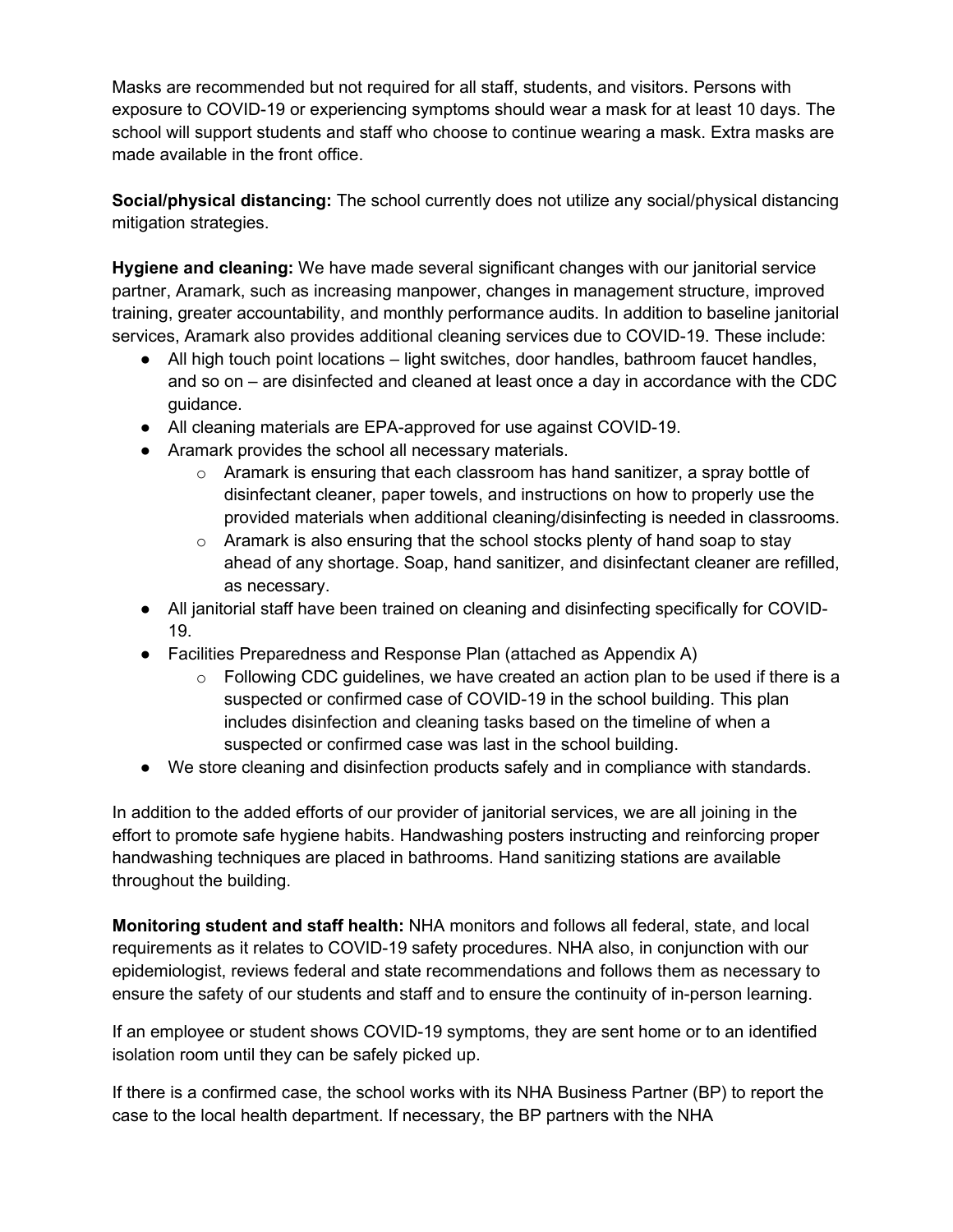Masks are recommended but not required for all staff, students, and visitors. Persons with exposure to COVID-19 or experiencing symptoms should wear a mask for at least 10 days. The school will support students and staff who choose to continue wearing a mask. Extra masks are made available in the front office.

**Social/physical distancing:** The school currently does not utilize any social/physical distancing mitigation strategies.

**Hygiene and cleaning:** We have made several significant changes with our janitorial service partner, Aramark, such as increasing manpower, changes in management structure, improved training, greater accountability, and monthly performance audits. In addition to baseline janitorial services, Aramark also provides additional cleaning services due to COVID-19. These include:

- All high touch point locations – light switches, door handles, bathroom faucet handles, and so on – are disinfected and cleaned at least once a day in accordance with the CDC guidance.
- All cleaning materials are EPA-approved for use against COVID-19.
- Aramark provides the school all necessary materials.
    - Aramark is ensuring that each classroom has hand sanitizer, a spray bottle of disinfectant cleaner, paper towels, and instructions on how to properly use the provided materials when additional cleaning/disinfecting is needed in classrooms.
    - Aramark is also ensuring that the school stocks plenty of hand soap to stay ahead of any shortage. Soap, hand sanitizer, and disinfectant cleaner are refilled, as necessary.
- All janitorial staff have been trained on cleaning and disinfecting specifically for COVID-19.
- Facilities Preparedness and Response Plan (attached as Appendix A)
    - Following CDC guidelines, we have created an action plan to be used if there is a suspected or confirmed case of COVID-19 in the school building. This plan includes disinfection and cleaning tasks based on the timeline of when a suspected or confirmed case was last in the school building.
- We store cleaning and disinfection products safely and in compliance with standards.

In addition to the added efforts of our provider of janitorial services, we are all joining in the effort to promote safe hygiene habits. Handwashing posters instructing and reinforcing proper handwashing techniques are placed in bathrooms. Hand sanitizing stations are available throughout the building.

**Monitoring student and staff health:** NHA monitors and follows all federal, state, and local requirements as it relates to COVID-19 safety procedures. NHA also, in conjunction with our epidemiologist, reviews federal and state recommendations and follows them as necessary to ensure the safety of our students and staff and to ensure the continuity of in-person learning.

If an employee or student shows COVID-19 symptoms, they are sent home or to an identified isolation room until they can be safely picked up.

If there is a confirmed case, the school works with its NHA Business Partner (BP) to report the case to the local health department. If necessary, the BP partners with the NHA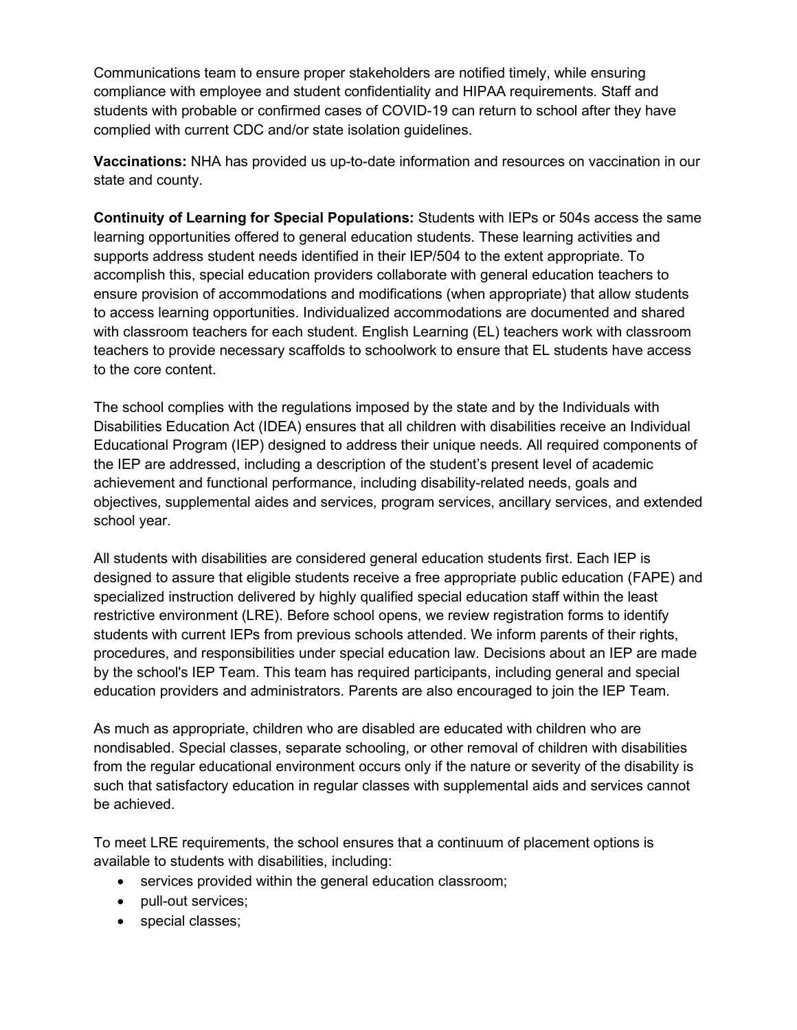Communications team to ensure proper stakeholders are notified timely, while ensuring compliance with employee and student confidentiality and HIPAA requirements. Staff and students with probable or confirmed cases of COVID-19 can return to school after they have complied with current CDC and/or state isolation guidelines.

**Vaccinations:** NHA has provided us up-to-date information and resources on vaccination in our state and county.

**Continuity of Learning for Special Populations:** Students with IEPs or 504s access the same learning opportunities offered to general education students. These learning activities and supports address student needs identified in their IEP/504 to the extent appropriate. To accomplish this, special education providers collaborate with general education teachers to ensure provision of accommodations and modifications (when appropriate) that allow students to access learning opportunities. Individualized accommodations are documented and shared with classroom teachers for each student. English Learning (EL) teachers work with classroom teachers to provide necessary scaffolds to schoolwork to ensure that EL students have access to the core content.

The school complies with the regulations imposed by the state and by the Individuals with Disabilities Education Act (IDEA) ensures that all children with disabilities receive an Individual Educational Program (IEP) designed to address their unique needs. All required components of the IEP are addressed, including a description of the student's present level of academic achievement and functional performance, including disability-related needs, goals and objectives, supplemental aides and services, program services, ancillary services, and extended school year.

All students with disabilities are considered general education students first. Each IEP is designed to assure that eligible students receive a free appropriate public education (FAPE) and specialized instruction delivered by highly qualified special education staff within the least restrictive environment (LRE). Before school opens, we review registration forms to identify students with current IEPs from previous schools attended. We inform parents of their rights, procedures, and responsibilities under special education law. Decisions about an IEP are made by the school's IEP Team. This team has required participants, including general and special education providers and administrators. Parents are also encouraged to join the IEP Team.

As much as appropriate, children who are disabled are educated with children who are nondisabled. Special classes, separate schooling, or other removal of children with disabilities from the regular educational environment occurs only if the nature or severity of the disability is such that satisfactory education in regular classes with supplemental aids and services cannot be achieved.

To meet LRE requirements, the school ensures that a continuum of placement options is available to students with disabilities, including:

- services provided within the general education classroom;
- pull-out services;
- special classes;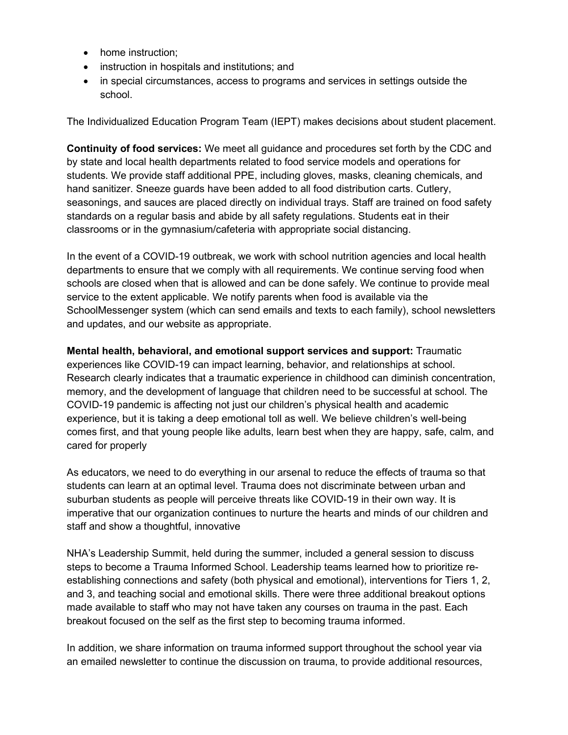- home instruction;
- instruction in hospitals and institutions; and
- in special circumstances, access to programs and services in settings outside the school.

The Individualized Education Program Team (IEPT) makes decisions about student placement.

**Continuity of food services:** We meet all guidance and procedures set forth by the CDC and by state and local health departments related to food service models and operations for students. We provide staff additional PPE, including gloves, masks, cleaning chemicals, and hand sanitizer. Sneeze guards have been added to all food distribution carts. Cutlery, seasonings, and sauces are placed directly on individual trays. Staff are trained on food safety standards on a regular basis and abide by all safety regulations. Students eat in their classrooms or in the gymnasium/cafeteria with appropriate social distancing.

In the event of a COVID-19 outbreak, we work with school nutrition agencies and local health departments to ensure that we comply with all requirements. We continue serving food when schools are closed when that is allowed and can be done safely. We continue to provide meal service to the extent applicable. We notify parents when food is available via the SchoolMessenger system (which can send emails and texts to each family), school newsletters and updates, and our website as appropriate.

**Mental health, behavioral, and emotional support services and support:** Traumatic experiences like COVID-19 can impact learning, behavior, and relationships at school. Research clearly indicates that a traumatic experience in childhood can diminish concentration, memory, and the development of language that children need to be successful at school. The COVID-19 pandemic is affecting not just our children's physical health and academic experience, but it is taking a deep emotional toll as well. We believe children's well-being comes first, and that young people like adults, learn best when they are happy, safe, calm, and cared for properly

As educators, we need to do everything in our arsenal to reduce the effects of trauma so that students can learn at an optimal level. Trauma does not discriminate between urban and suburban students as people will perceive threats like COVID-19 in their own way. It is imperative that our organization continues to nurture the hearts and minds of our children and staff and show a thoughtful, innovative

NHA's Leadership Summit, held during the summer, included a general session to discuss steps to become a Trauma Informed School. Leadership teams learned how to prioritize re-establishing connections and safety (both physical and emotional), interventions for Tiers 1, 2, and 3, and teaching social and emotional skills. There were three additional breakout options made available to staff who may not have taken any courses on trauma in the past. Each breakout focused on the self as the first step to becoming trauma informed.

In addition, we share information on trauma informed support throughout the school year via an emailed newsletter to continue the discussion on trauma, to provide additional resources,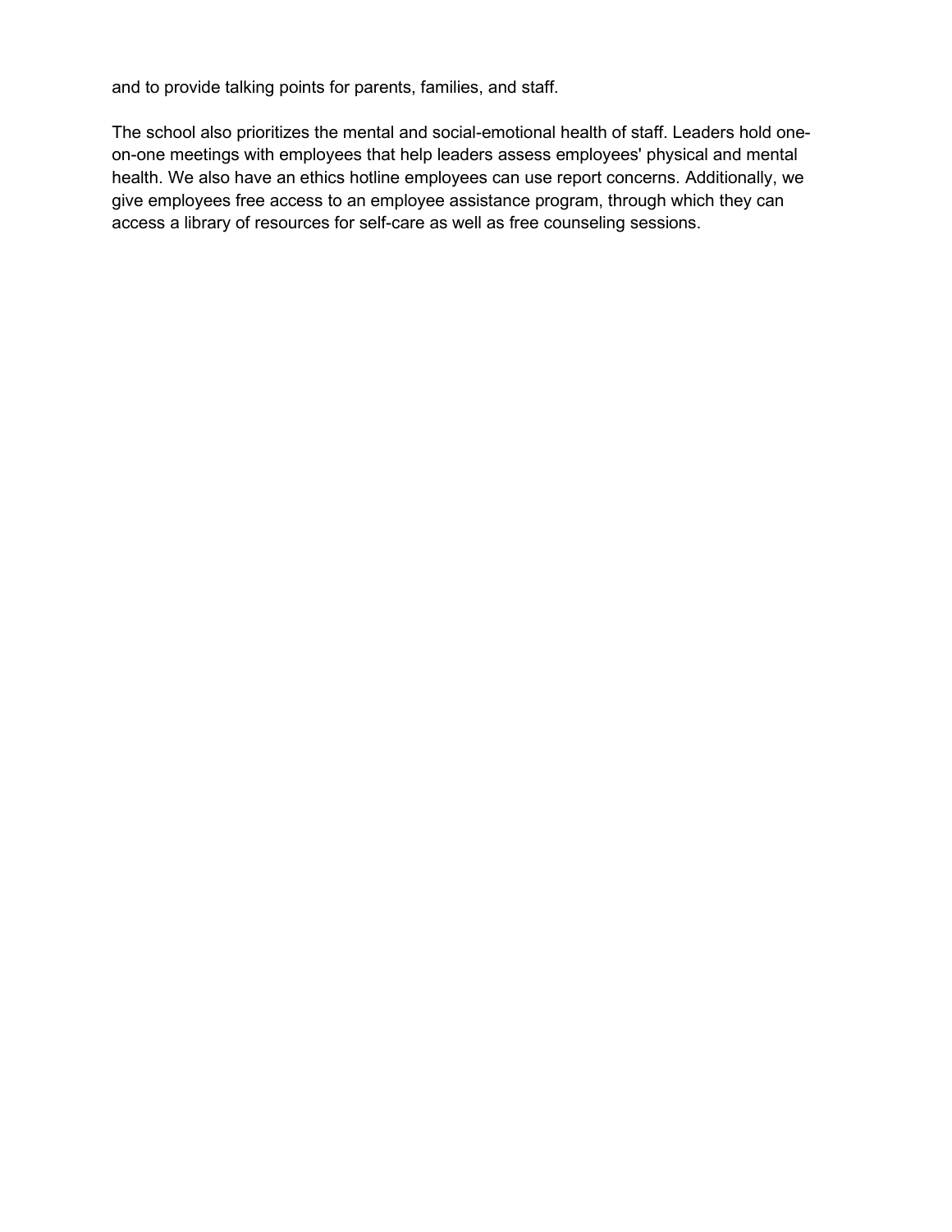and to provide talking points for parents, families, and staff.

The school also prioritizes the mental and social-emotional health of staff. Leaders hold one-on-one meetings with employees that help leaders assess employees' physical and mental health. We also have an ethics hotline employees can use report concerns. Additionally, we give employees free access to an employee assistance program, through which they can access a library of resources for self-care as well as free counseling sessions.